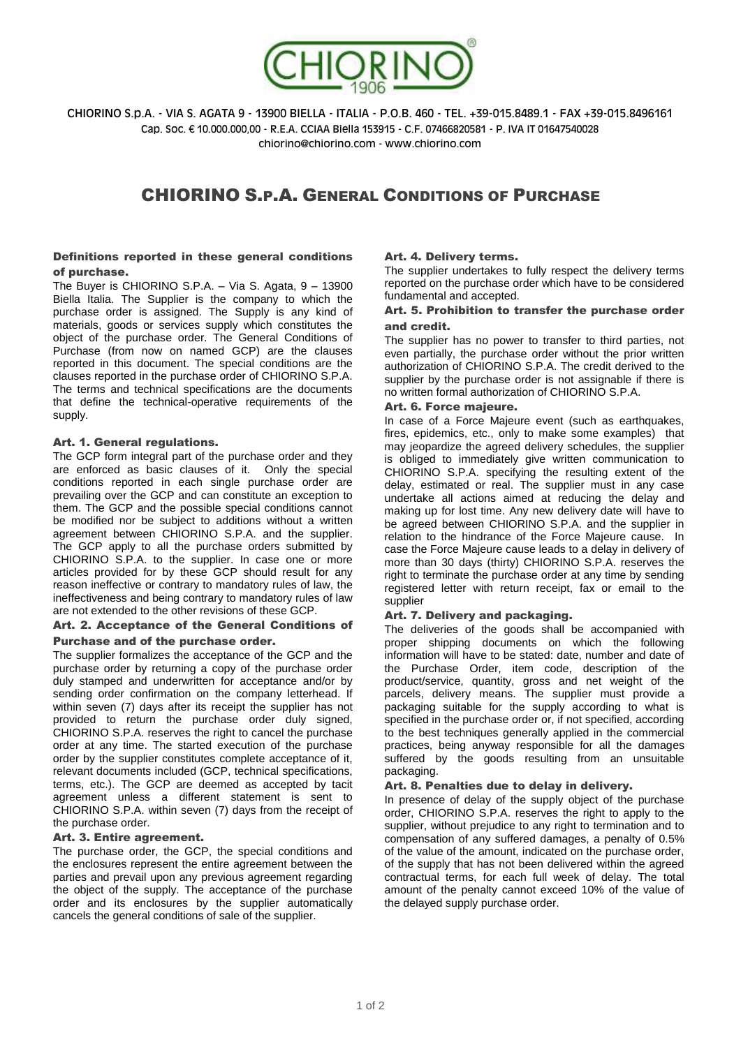CHIORINO S.p.A. - VIA S. AGATA 9 - 13900 BIELLA - ITALIA - P.O.B. 460 - TEL. +39-015.8489.1 - FAX +39-015.8496161
Cap. Soc. € 10.000.000,00 - R.E.A. CCIAA Biella 153915 - C.F. 07466820581 - P. IVA IT 01647540028
chiorino@chiorino.com - www.chiorino.com

# CHIORINO S.p.A. General Conditions of Purchase

### Definitions reported in these general conditions of purchase.

The Buyer is CHIORINO S.P.A. – Via S. Agata, 9 – 13900 Biella Italia. The Supplier is the company to which the purchase order is assigned. The Supply is any kind of materials, goods or services supply which constitutes the object of the purchase order. The General Conditions of Purchase (from now on named GCP) are the clauses reported in this document. The special conditions are the clauses reported in the purchase order of CHIORINO S.P.A. The terms and technical specifications are the documents that define the technical-operative requirements of the supply.

### Art. 1. General regulations.

The GCP form integral part of the purchase order and they are enforced as basic clauses of it. Only the special conditions reported in each single purchase order are prevailing over the GCP and can constitute an exception to them. The GCP and the possible special conditions cannot be modified nor be subject to additions without a written agreement between CHIORINO S.P.A. and the supplier. The GCP apply to all the purchase orders submitted by CHIORINO S.P.A. to the supplier. In case one or more articles provided for by these GCP should result for any reason ineffective or contrary to mandatory rules of law, the ineffectiveness and being contrary to mandatory rules of law are not extended to the other revisions of these GCP.

### Art. 2. Acceptance of the General Conditions of Purchase and of the purchase order.

The supplier formalizes the acceptance of the GCP and the purchase order by returning a copy of the purchase order duly stamped and underwritten for acceptance and/or by sending order confirmation on the company letterhead. If within seven (7) days after its receipt the supplier has not provided to return the purchase order duly signed, CHIORINO S.P.A. reserves the right to cancel the purchase order at any time. The started execution of the purchase order by the supplier constitutes complete acceptance of it, relevant documents included (GCP, technical specifications, terms, etc.). The GCP are deemed as accepted by tacit agreement unless a different statement is sent to CHIORINO S.P.A. within seven (7) days from the receipt of the purchase order.

### Art. 3. Entire agreement.

The purchase order, the GCP, the special conditions and the enclosures represent the entire agreement between the parties and prevail upon any previous agreement regarding the object of the supply. The acceptance of the purchase order and its enclosures by the supplier automatically cancels the general conditions of sale of the supplier.

### Art. 4. Delivery terms.

The supplier undertakes to fully respect the delivery terms reported on the purchase order which have to be considered fundamental and accepted.

### Art. 5. Prohibition to transfer the purchase order and credit.

The supplier has no power to transfer to third parties, not even partially, the purchase order without the prior written authorization of CHIORINO S.P.A. The credit derived to the supplier by the purchase order is not assignable if there is no written formal authorization of CHIORINO S.P.A.

### Art. 6. Force majeure.

In case of a Force Majeure event (such as earthquakes, fires, epidemics, etc., only to make some examples) that may jeopardize the agreed delivery schedules, the supplier is obliged to immediately give written communication to CHIORINO S.P.A. specifying the resulting extent of the delay, estimated or real. The supplier must in any case undertake all actions aimed at reducing the delay and making up for lost time. Any new delivery date will have to be agreed between CHIORINO S.P.A. and the supplier in relation to the hindrance of the Force Majeure cause. In case the Force Majeure cause leads to a delay in delivery of more than 30 days (thirty) CHIORINO S.P.A. reserves the right to terminate the purchase order at any time by sending registered letter with return receipt, fax or email to the supplier

### Art. 7. Delivery and packaging.

The deliveries of the goods shall be accompanied with proper shipping documents on which the following information will have to be stated: date, number and date of the Purchase Order, item code, description of the product/service, quantity, gross and net weight of the parcels, delivery means. The supplier must provide a packaging suitable for the supply according to what is specified in the purchase order or, if not specified, according to the best techniques generally applied in the commercial practices, being anyway responsible for all the damages suffered by the goods resulting from an unsuitable packaging.

### Art. 8. Penalties due to delay in delivery.

In presence of delay of the supply object of the purchase order, CHIORINO S.P.A. reserves the right to apply to the supplier, without prejudice to any right to termination and to compensation of any suffered damages, a penalty of 0.5% of the value of the amount, indicated on the purchase order, of the supply that has not been delivered within the agreed contractual terms, for each full week of delay. The total amount of the penalty cannot exceed 10% of the value of the delayed supply purchase order.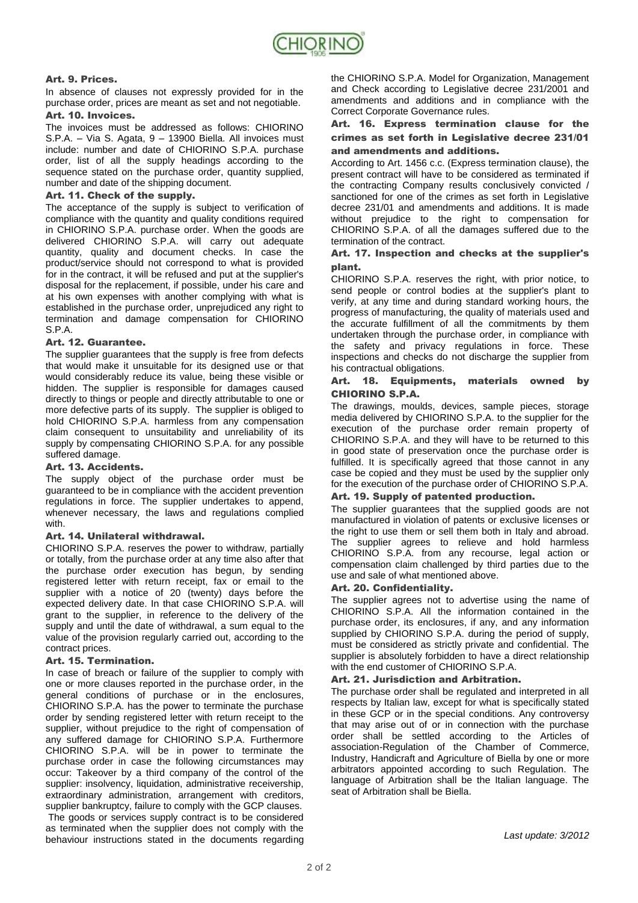### Art. 9. Prices.

In absence of clauses not expressly provided for in the purchase order, prices are meant as set and not negotiable.

### Art. 10. Invoices.

The invoices must be addressed as follows: CHIORINO S.P.A. – Via S. Agata, 9 – 13900 Biella. All invoices must include: number and date of CHIORINO S.P.A. purchase order, list of all the supply headings according to the sequence stated on the purchase order, quantity supplied, number and date of the shipping document.

### Art. 11. Check of the supply.

The acceptance of the supply is subject to verification of compliance with the quantity and quality conditions required in CHIORINO S.P.A. purchase order. When the goods are delivered CHIORINO S.P.A. will carry out adequate quantity, quality and document checks. In case the product/service should not correspond to what is provided for in the contract, it will be refused and put at the supplier's disposal for the replacement, if possible, under his care and at his own expenses with another complying with what is established in the purchase order, unprejudiced any right to termination and damage compensation for CHIORINO S.P.A.

### Art. 12. Guarantee.

The supplier guarantees that the supply is free from defects that would make it unsuitable for its designed use or that would considerably reduce its value, being these visible or hidden. The supplier is responsible for damages caused directly to things or people and directly attributable to one or more defective parts of its supply. The supplier is obliged to hold CHIORINO S.P.A. harmless from any compensation claim consequent to unsuitability and unreliability of its supply by compensating CHIORINO S.P.A. for any possible suffered damage.

### Art. 13. Accidents.

The supply object of the purchase order must be guaranteed to be in compliance with the accident prevention regulations in force. The supplier undertakes to append, whenever necessary, the laws and regulations complied with.

### Art. 14. Unilateral withdrawal.

CHIORINO S.P.A. reserves the power to withdraw, partially or totally, from the purchase order at any time also after that the purchase order execution has begun, by sending registered letter with return receipt, fax or email to the supplier with a notice of 20 (twenty) days before the expected delivery date. In that case CHIORINO S.P.A. will grant to the supplier, in reference to the delivery of the supply and until the date of withdrawal, a sum equal to the value of the provision regularly carried out, according to the contract prices.

### Art. 15. Termination.

In case of breach or failure of the supplier to comply with one or more clauses reported in the purchase order, in the general conditions of purchase or in the enclosures, CHIORINO S.P.A. has the power to terminate the purchase order by sending registered letter with return receipt to the supplier, without prejudice to the right of compensation of any suffered damage for CHIORINO S.P.A. Furthermore CHIORINO S.P.A. will be in power to terminate the purchase order in case the following circumstances may occur: Takeover by a third company of the control of the supplier: insolvency, liquidation, administrative receivership, extraordinary administration, arrangement with creditors, supplier bankruptcy, failure to comply with the GCP clauses.

The goods or services supply contract is to be considered as terminated when the supplier does not comply with the behaviour instructions stated in the documents regarding the CHIORINO S.P.A. Model for Organization, Management and Check according to Legislative decree 231/2001 and amendments and additions and in compliance with the Correct Corporate Governance rules.

### Art. 16. Express termination clause for the crimes as set forth in Legislative decree 231/01 and amendments and additions.

According to Art. 1456 c.c. (Express termination clause), the present contract will have to be considered as terminated if the contracting Company results conclusively convicted / sanctioned for one of the crimes as set forth in Legislative decree 231/01 and amendments and additions. It is made without prejudice to the right to compensation for CHIORINO S.P.A. of all the damages suffered due to the termination of the contract.

### Art. 17. Inspection and checks at the supplier's plant.

CHIORINO S.P.A. reserves the right, with prior notice, to send people or control bodies at the supplier's plant to verify, at any time and during standard working hours, the progress of manufacturing, the quality of materials used and the accurate fulfillment of all the commitments by them undertaken through the purchase order, in compliance with the safety and privacy regulations in force. These inspections and checks do not discharge the supplier from his contractual obligations.

### Art. 18. Equipments, materials owned by CHIORINO S.P.A.

The drawings, moulds, devices, sample pieces, storage media delivered by CHIORINO S.P.A. to the supplier for the execution of the purchase order remain property of CHIORINO S.P.A. and they will have to be returned to this in good state of preservation once the purchase order is fulfilled. It is specifically agreed that those cannot in any case be copied and they must be used by the supplier only for the execution of the purchase order of CHIORINO S.P.A.

### Art. 19. Supply of patented production.

The supplier guarantees that the supplied goods are not manufactured in violation of patents or exclusive licenses or the right to use them or sell them both in Italy and abroad. The supplier agrees to relieve and hold harmless CHIORINO S.P.A. from any recourse, legal action or compensation claim challenged by third parties due to the use and sale of what mentioned above.

### Art. 20. Confidentiality.

The supplier agrees not to advertise using the name of CHIORINO S.P.A. All the information contained in the purchase order, its enclosures, if any, and any information supplied by CHIORINO S.P.A. during the period of supply, must be considered as strictly private and confidential. The supplier is absolutely forbidden to have a direct relationship with the end customer of CHIORINO S.P.A.

### Art. 21. Jurisdiction and Arbitration.

The purchase order shall be regulated and interpreted in all respects by Italian law, except for what is specifically stated in these GCP or in the special conditions. Any controversy that may arise out of or in connection with the purchase order shall be settled according to the Articles of association-Regulation of the Chamber of Commerce, Industry, Handicraft and Agriculture of Biella by one or more arbitrators appointed according to such Regulation. The language of Arbitration shall be the Italian language. The seat of Arbitration shall be Biella.

*Last update: 3/2012*